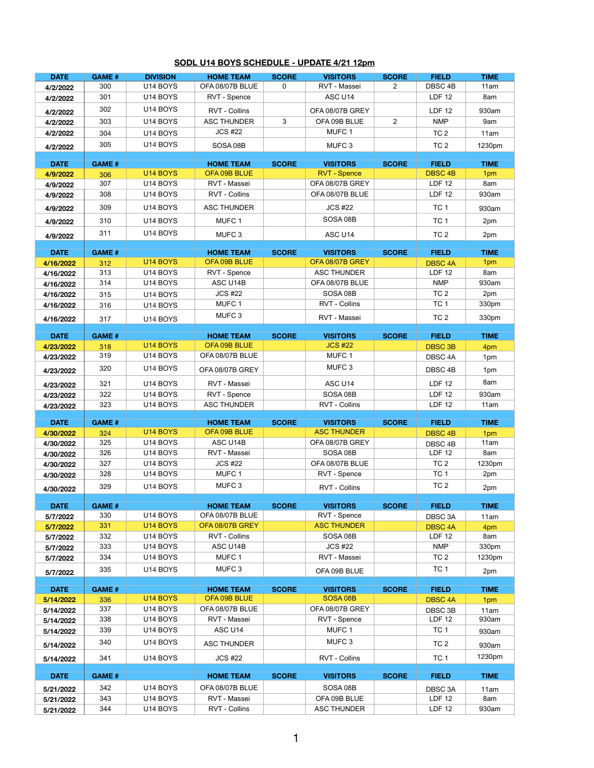## SODL U14 BOYS SCHEDULE - UPDATE 4/21 12pm

| DATE | GAME # | DIVISION | HOME TEAM | SCORE | VISITORS | SCORE | FIELD | TIME |
|---|---|---|---|---|---|---|---|---|
| 4/2/2022 | 300 | U14 BOYS | OFA 08/07B BLUE | 0 | RVT - Massei | 2 | DBSC 4B | 11am |
| 4/2/2022 | 301 | U14 BOYS | RVT - Spence | | ASC U14 | | LDF 12 | 8am |
| 4/2/2022 | 302 | U14 BOYS | RVT - Collins | | OFA 08/07B GREY | | LDF 12 | 930am |
| 4/2/2022 | 303 | U14 BOYS | ASC THUNDER | 3 | OFA 09B BLUE | 2 | NMP | 9am |
| 4/2/2022 | 304 | U14 BOYS | JCS #22 | | MUFC 1 | | TC 2 | 11am |
| 4/2/2022 | 305 | U14 BOYS | SOSA 08B | | MUFC 3 | | TC 2 | 1230pm |
| | | | | | | | | |
| DATE | GAME # | | HOME TEAM | SCORE | VISITORS | SCORE | FIELD | TIME |
| 4/9/2022 | 306 | U14 BOYS | OFA 09B BLUE | | RVT - Spence | | DBSC 4B | 1pm |
| 4/9/2022 | 307 | U14 BOYS | RVT - Massei | | OFA 08/07B GREY | | LDF 12 | 8am |
| 4/9/2022 | 308 | U14 BOYS | RVT - Collins | | OFA 08/07B BLUE | | LDF 12 | 930am |
| 4/9/2022 | 309 | U14 BOYS | ASC THUNDER | | JCS #22 | | TC 1 | 930am |
| 4/9/2022 | 310 | U14 BOYS | MUFC 1 | | SOSA 08B | | TC 1 | 2pm |
| 4/9/2022 | 311 | U14 BOYS | MUFC 3 | | ASC U14 | | TC 2 | 2pm |
| | | | | | | | | |
| DATE | GAME # | | HOME TEAM | SCORE | VISITORS | SCORE | FIELD | TIME |
| 4/16/2022 | 312 | U14 BOYS | OFA 09B BLUE | | OFA 08/07B GREY | | DBSC 4A | 1pm |
| 4/16/2022 | 313 | U14 BOYS | RVT - Spence | | ASC THUNDER | | LDF 12 | 8am |
| 4/16/2022 | 314 | U14 BOYS | ASC U14B | | OFA 08/07B BLUE | | NMP | 930am |
| 4/16/2022 | 315 | U14 BOYS | JCS #22 | | SOSA 08B | | TC 2 | 2pm |
| 4/16/2022 | 316 | U14 BOYS | MUFC 1 | | RVT - Collins | | TC 1 | 330pm |
| 4/16/2022 | 317 | U14 BOYS | MUFC 3 | | RVT - Massei | | TC 2 | 330pm |
| | | | | | | | | |
| DATE | GAME # | | HOME TEAM | SCORE | VISITORS | SCORE | FIELD | TIME |
| 4/23/2022 | 318 | U14 BOYS | OFA 09B BLUE | | JCS #22 | | DBSC 3B | 4pm |
| 4/23/2022 | 319 | U14 BOYS | OFA 08/07B BLUE | | MUFC 1 | | DBSC 4A | 1pm |
| 4/23/2022 | 320 | U14 BOYS | OFA 08/07B GREY | | MUFC 3 | | DBSC 4B | 1pm |
| 4/23/2022 | 321 | U14 BOYS | RVT - Massei | | ASC U14 | | LDF 12 | 8am |
| 4/23/2022 | 322 | U14 BOYS | RVT - Spence | | SOSA 08B | | LDF 12 | 930am |
| 4/23/2022 | 323 | U14 BOYS | ASC THUNDER | | RVT - Collins | | LDF 12 | 11am |
| | | | | | | | | |
| DATE | GAME # | | HOME TEAM | SCORE | VISITORS | SCORE | FIELD | TIME |
| 4/30/2022 | 324 | U14 BOYS | OFA 09B BLUE | | ASC THUNDER | | DBSC 4B | 1pm |
| 4/30/2022 | 325 | U14 BOYS | ASC U14B | | OFA 08/07B GREY | | DBSC 4B | 11am |
| 4/30/2022 | 326 | U14 BOYS | RVT - Massei | | SOSA 08B | | LDF 12 | 8am |
| 4/30/2022 | 327 | U14 BOYS | JCS #22 | | OFA 08/07B BLUE | | TC 2 | 1230pm |
| 4/30/2022 | 328 | U14 BOYS | MUFC 1 | | RVT - Spence | | TC 1 | 2pm |
| 4/30/2022 | 329 | U14 BOYS | MUFC 3 | | RVT - Collins | | TC 2 | 2pm |
| | | | | | | | | |
| DATE | GAME # | | HOME TEAM | SCORE | VISITORS | SCORE | FIELD | TIME |
| 5/7/2022 | 330 | U14 BOYS | OFA 08/07B BLUE | | RVT - Spence | | DBSC 3A | 11am |
| 5/7/2022 | 331 | U14 BOYS | OFA 08/07B GREY | | ASC THUNDER | | DBSC 4A | 4pm |
| 5/7/2022 | 332 | U14 BOYS | RVT - Collins | | SOSA 08B | | LDF 12 | 8am |
| 5/7/2022 | 333 | U14 BOYS | ASC U14B | | JCS #22 | | NMP | 330pm |
| 5/7/2022 | 334 | U14 BOYS | MUFC 1 | | RVT - Massei | | TC 2 | 1230pm |
| 5/7/2022 | 335 | U14 BOYS | MUFC 3 | | OFA 09B BLUE | | TC 1 | 2pm |
| | | | | | | | | |
| DATE | GAME # | | HOME TEAM | SCORE | VISITORS | SCORE | FIELD | TIME |
| 5/14/2022 | 336 | U14 BOYS | OFA 09B BLUE | | SOSA 08B | | DBSC 4A | 1pm |
| 5/14/2022 | 337 | U14 BOYS | OFA 08/07B BLUE | | OFA 08/07B GREY | | DBSC 3B | 11am |
| 5/14/2022 | 338 | U14 BOYS | RVT - Massei | | RVT - Spence | | LDF 12 | 930am |
| 5/14/2022 | 339 | U14 BOYS | ASC U14 | | MUFC 1 | | TC 1 | 930am |
| 5/14/2022 | 340 | U14 BOYS | ASC THUNDER | | MUFC 3 | | TC 2 | 930am |
| 5/14/2022 | 341 | U14 BOYS | JCS #22 | | RVT - Collins | | TC 1 | 1230pm |
| | | | | | | | | |
| DATE | GAME # | | HOME TEAM | SCORE | VISITORS | SCORE | FIELD | TIME |
| 5/21/2022 | 342 | U14 BOYS | OFA 08/07B BLUE | | SOSA 08B | | DBSC 3A | 11am |
| 5/21/2022 | 343 | U14 BOYS | RVT - Massei | | OFA 09B BLUE | | LDF 12 | 8am |
| 5/21/2022 | 344 | U14 BOYS | RVT - Collins | | ASC THUNDER | | LDF 12 | 930am |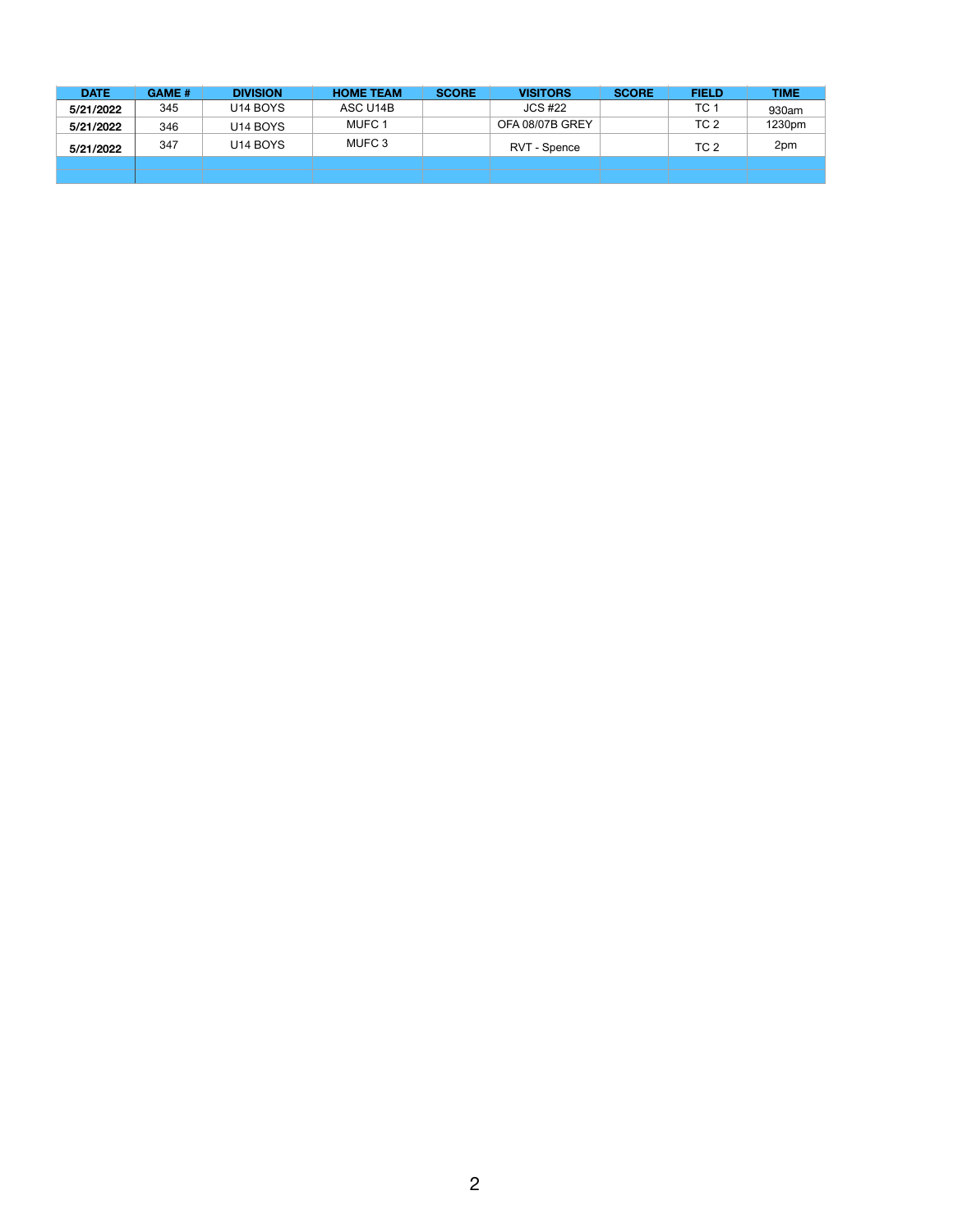| DATE | GAME # | DIVISION | HOME TEAM | SCORE | VISITORS | SCORE | FIELD | TIME |
|---|---|---|---|---|---|---|---|---|
| **5/21/2022** | 345 | U14 BOYS | ASC U14B | | JCS #22 | | TC 1 | 930am |
| **5/21/2022** | 346 | U14 BOYS | MUFC 1 | | OFA 08/07B GREY | | TC 2 | 1230pm |
| **5/21/2022** | 347 | U14 BOYS | MUFC 3 | | RVT - Spence | | TC 2 | 2pm |
| | | | | | | | | |
| | | | | | | | | |